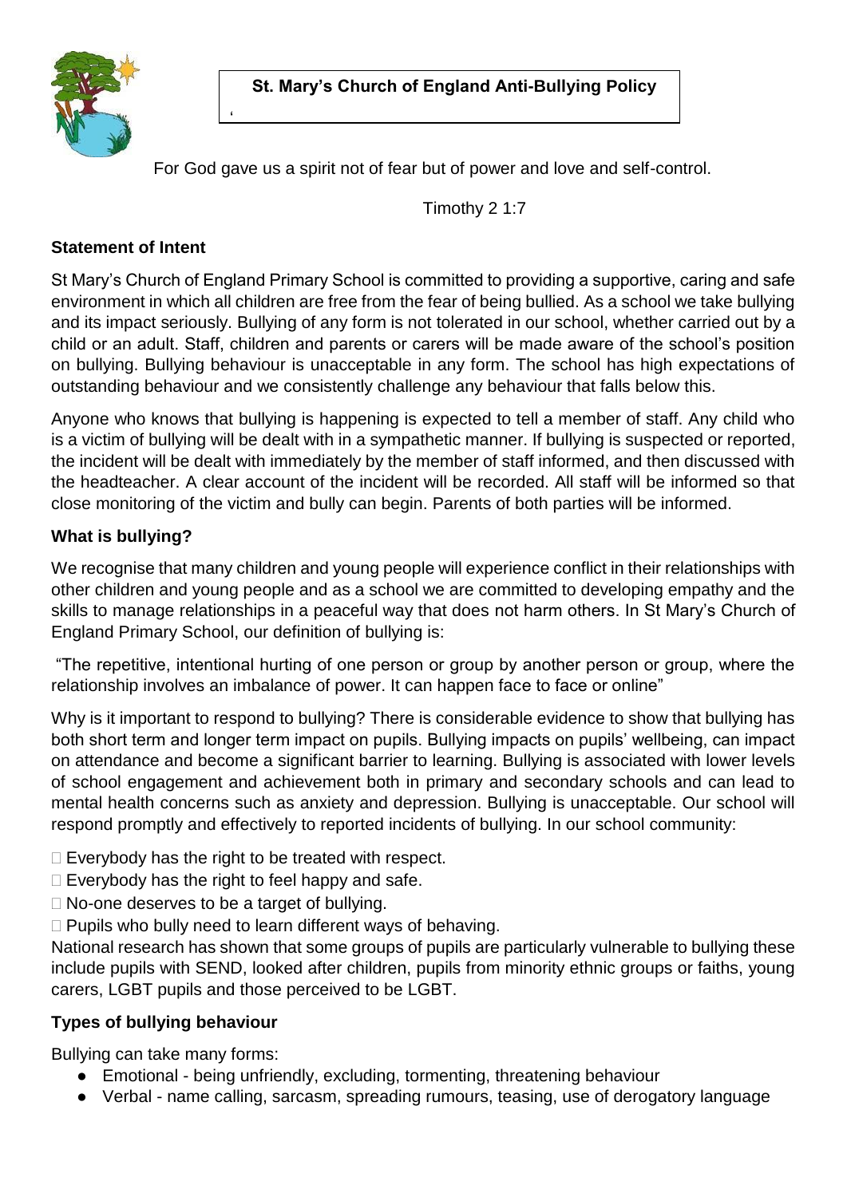# St. Mary's Church of England Anti-Bullying Policy

For God gave us a spirit not of fear but of power and love and self-control.

Timothy 2 1:7

**Statement of Intent**

St Mary's Church of England Primary School is committed to providing a supportive, caring and safe environment in which all children are free from the fear of being bullied. As a school we take bullying and its impact seriously. Bullying of any form is not tolerated in our school, whether carried out by a child or an adult. Staff, children and parents or carers will be made aware of the school's position on bullying. Bullying behaviour is unacceptable in any form. The school has high expectations of outstanding behaviour and we consistently challenge any behaviour that falls below this.

Anyone who knows that bullying is happening is expected to tell a member of staff. Any child who is a victim of bullying will be dealt with in a sympathetic manner. If bullying is suspected or reported, the incident will be dealt with immediately by the member of staff informed, and then discussed with the headteacher. A clear account of the incident will be recorded. All staff will be informed so that close monitoring of the victim and bully can begin. Parents of both parties will be informed.

**What is bullying?**

We recognise that many children and young people will experience conflict in their relationships with other children and young people and as a school we are committed to developing empathy and the skills to manage relationships in a peaceful way that does not harm others. In St Mary's Church of England Primary School, our definition of bullying is:

"The repetitive, intentional hurting of one person or group by another person or group, where the relationship involves an imbalance of power. It can happen face to face or online"

Why is it important to respond to bullying? There is considerable evidence to show that bullying has both short term and longer term impact on pupils. Bullying impacts on pupils' wellbeing, can impact on attendance and become a significant barrier to learning. Bullying is associated with lower levels of school engagement and achievement both in primary and secondary schools and can lead to mental health concerns such as anxiety and depression. Bullying is unacceptable. Our school will respond promptly and effectively to reported incidents of bullying. In our school community:

- Everybody has the right to be treated with respect.
- Everybody has the right to feel happy and safe.
- No-one deserves to be a target of bullying.
- Pupils who bully need to learn different ways of behaving.

National research has shown that some groups of pupils are particularly vulnerable to bullying these include pupils with SEND, looked after children, pupils from minority ethnic groups or faiths, young carers, LGBT pupils and those perceived to be LGBT.

**Types of bullying behaviour**

Bullying can take many forms:

- Emotional - being unfriendly, excluding, tormenting, threatening behaviour
- Verbal - name calling, sarcasm, spreading rumours, teasing, use of derogatory language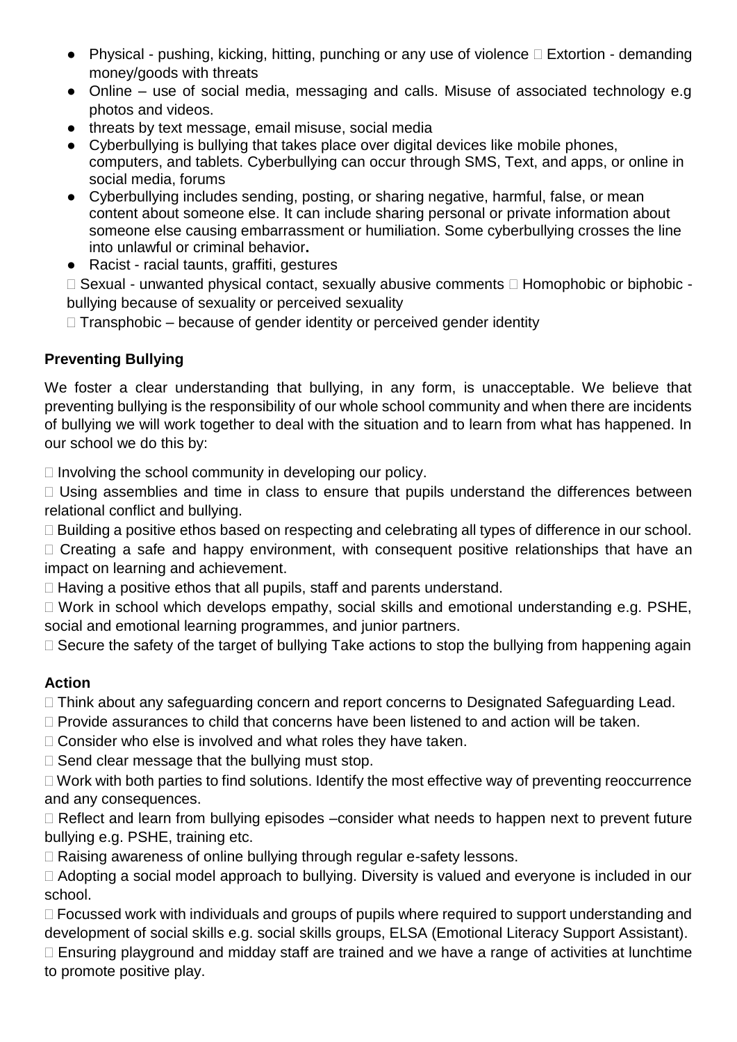- Physical - pushing, kicking, hitting, punching or any use of violence  Extortion - demanding money/goods with threats
- Online – use of social media, messaging and calls. Misuse of associated technology e.g photos and videos.
- threats by text message, email misuse, social media
- Cyberbullying is bullying that takes place over digital devices like mobile phones, computers, and tablets. Cyberbullying can occur through SMS, Text, and apps, or online in social media, forums
- Cyberbullying includes sending, posting, or sharing negative, harmful, false, or mean content about someone else. It can include sharing personal or private information about someone else causing embarrassment or humiliation. Some cyberbullying crosses the line into unlawful or criminal behavior**.**
- Racist - racial taunts, graffiti, gestures

 Sexual - unwanted physical contact, sexually abusive comments  Homophobic or biphobic - bullying because of sexuality or perceived sexuality

 Transphobic – because of gender identity or perceived gender identity

**Preventing Bullying**

We foster a clear understanding that bullying, in any form, is unacceptable. We believe that preventing bullying is the responsibility of our whole school community and when there are incidents of bullying we will work together to deal with the situation and to learn from what has happened. In our school we do this by:

 Involving the school community in developing our policy.

 Using assemblies and time in class to ensure that pupils understand the differences between relational conflict and bullying.

 Building a positive ethos based on respecting and celebrating all types of difference in our school.

 Creating a safe and happy environment, with consequent positive relationships that have an impact on learning and achievement.

 Having a positive ethos that all pupils, staff and parents understand.

 Work in school which develops empathy, social skills and emotional understanding e.g. PSHE, social and emotional learning programmes, and junior partners.

 Secure the safety of the target of bullying Take actions to stop the bullying from happening again

**Action**

 Think about any safeguarding concern and report concerns to Designated Safeguarding Lead.

 Provide assurances to child that concerns have been listened to and action will be taken.

 Consider who else is involved and what roles they have taken.

 Send clear message that the bullying must stop.

 Work with both parties to find solutions. Identify the most effective way of preventing reoccurrence and any consequences.

 Reflect and learn from bullying episodes –consider what needs to happen next to prevent future bullying e.g. PSHE, training etc.

 Raising awareness of online bullying through regular e-safety lessons.

 Adopting a social model approach to bullying. Diversity is valued and everyone is included in our school.

 Focussed work with individuals and groups of pupils where required to support understanding and development of social skills e.g. social skills groups, ELSA (Emotional Literacy Support Assistant).

 Ensuring playground and midday staff are trained and we have a range of activities at lunchtime to promote positive play.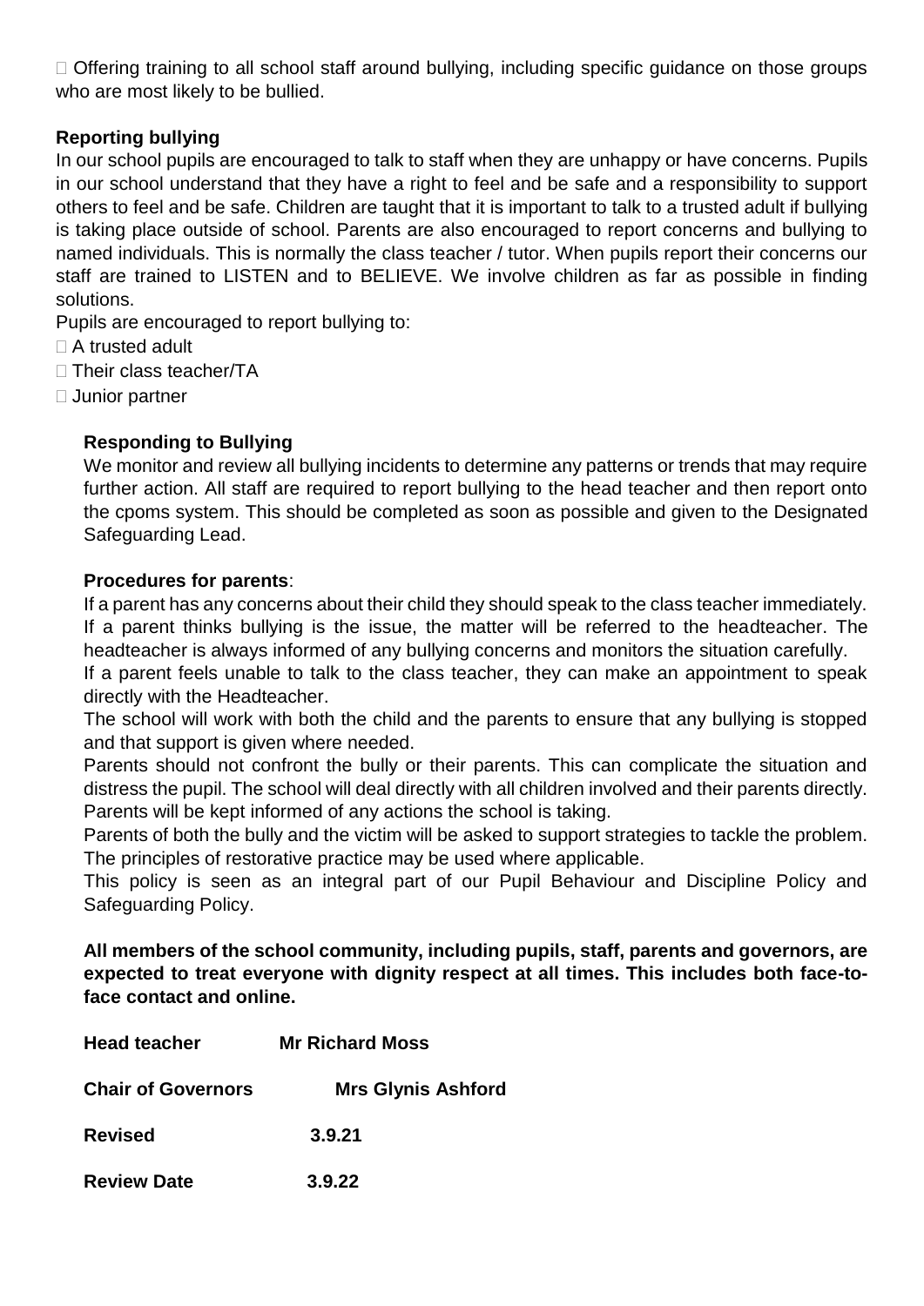- Offering training to all school staff around bullying, including specific guidance on those groups who are most likely to be bullied.

### Reporting bullying

In our school pupils are encouraged to talk to staff when they are unhappy or have concerns. Pupils in our school understand that they have a right to feel and be safe and a responsibility to support others to feel and be safe. Children are taught that it is important to talk to a trusted adult if bullying is taking place outside of school. Parents are also encouraged to report concerns and bullying to named individuals. This is normally the class teacher / tutor. When pupils report their concerns our staff are trained to LISTEN and to BELIEVE. We involve children as far as possible in finding solutions.

Pupils are encouraged to report bullying to:

- A trusted adult
- Their class teacher/TA
- Junior partner

### Responding to Bullying

We monitor and review all bullying incidents to determine any patterns or trends that may require further action. All staff are required to report bullying to the head teacher and then report onto the cpoms system. This should be completed as soon as possible and given to the Designated Safeguarding Lead.

**Procedures for parents**:

If a parent has any concerns about their child they should speak to the class teacher immediately. If a parent thinks bullying is the issue, the matter will be referred to the headteacher. The headteacher is always informed of any bullying concerns and monitors the situation carefully.

If a parent feels unable to talk to the class teacher, they can make an appointment to speak directly with the Headteacher.

The school will work with both the child and the parents to ensure that any bullying is stopped and that support is given where needed.

Parents should not confront the bully or their parents. This can complicate the situation and distress the pupil. The school will deal directly with all children involved and their parents directly. Parents will be kept informed of any actions the school is taking.

Parents of both the bully and the victim will be asked to support strategies to tackle the problem. The principles of restorative practice may be used where applicable.

This policy is seen as an integral part of our Pupil Behaviour and Discipline Policy and Safeguarding Policy.

**All members of the school community, including pupils, staff, parents and governors, are expected to treat everyone with dignity respect at all times. This includes both face-to-face contact and online.**

**Head teacher** **Mr Richard Moss**

**Chair of Governors** **Mrs Glynis Ashford**

**Revised** **3.9.21**

**Review Date** **3.9.22**